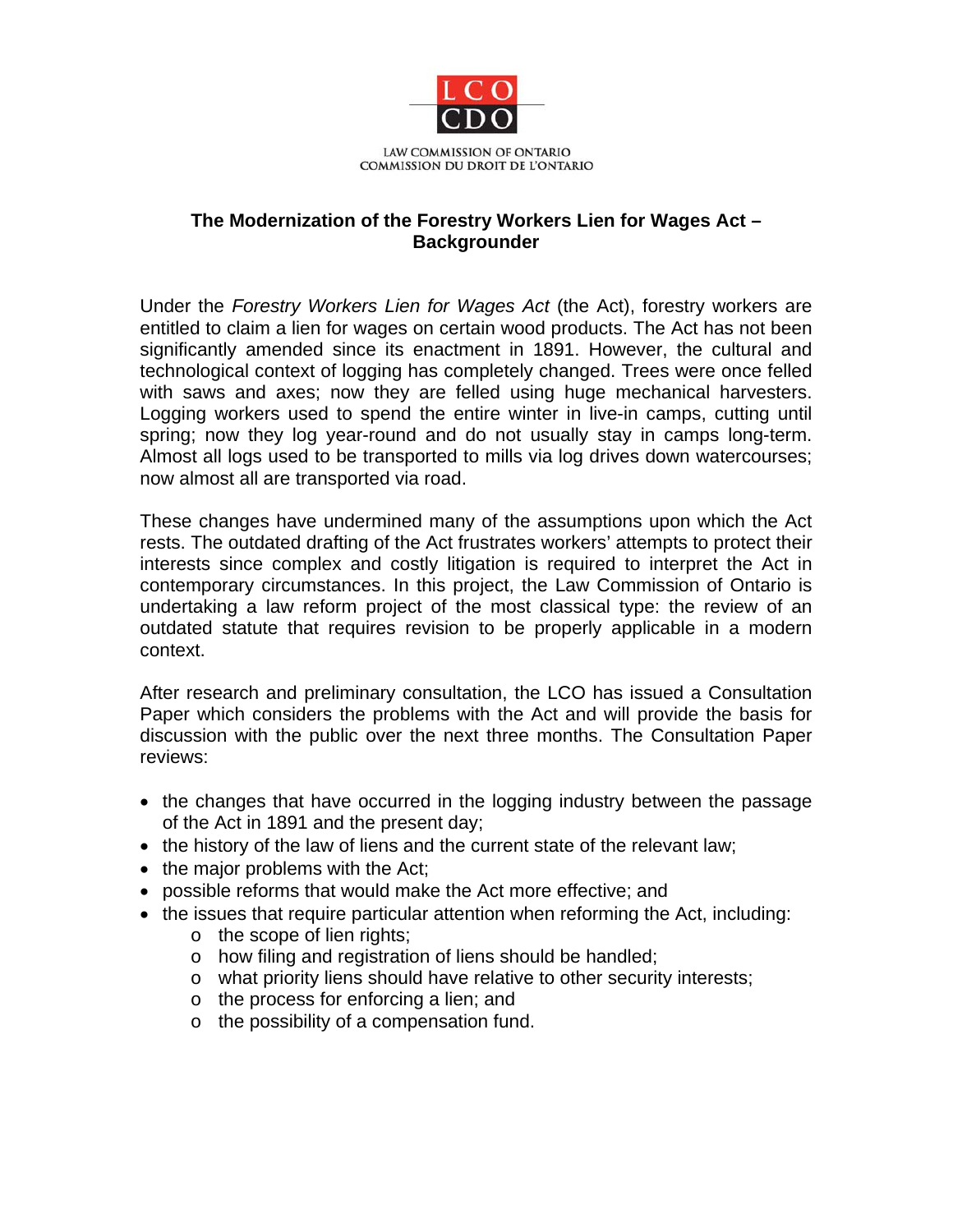LCO
CDO

LAW COMMISSION OF ONTARIO
COMMISSION DU DROIT DE L'ONTARIO

# The Modernization of the Forestry Workers Lien for Wages Act – Backgrounder

Under the *Forestry Workers Lien for Wages Act* (the Act), forestry workers are entitled to claim a lien for wages on certain wood products. The Act has not been significantly amended since its enactment in 1891. However, the cultural and technological context of logging has completely changed. Trees were once felled with saws and axes; now they are felled using huge mechanical harvesters. Logging workers used to spend the entire winter in live-in camps, cutting until spring; now they log year-round and do not usually stay in camps long-term. Almost all logs used to be transported to mills via log drives down watercourses; now almost all are transported via road.

These changes have undermined many of the assumptions upon which the Act rests. The outdated drafting of the Act frustrates workers' attempts to protect their interests since complex and costly litigation is required to interpret the Act in contemporary circumstances. In this project, the Law Commission of Ontario is undertaking a law reform project of the most classical type: the review of an outdated statute that requires revision to be properly applicable in a modern context.

After research and preliminary consultation, the LCO has issued a Consultation Paper which considers the problems with the Act and will provide the basis for discussion with the public over the next three months. The Consultation Paper reviews:

- the changes that have occurred in the logging industry between the passage of the Act in 1891 and the present day;
- the history of the law of liens and the current state of the relevant law;
- the major problems with the Act;
- possible reforms that would make the Act more effective; and
- the issues that require particular attention when reforming the Act, including:
    - the scope of lien rights;
    - how filing and registration of liens should be handled;
    - what priority liens should have relative to other security interests;
    - the process for enforcing a lien; and
    - the possibility of a compensation fund.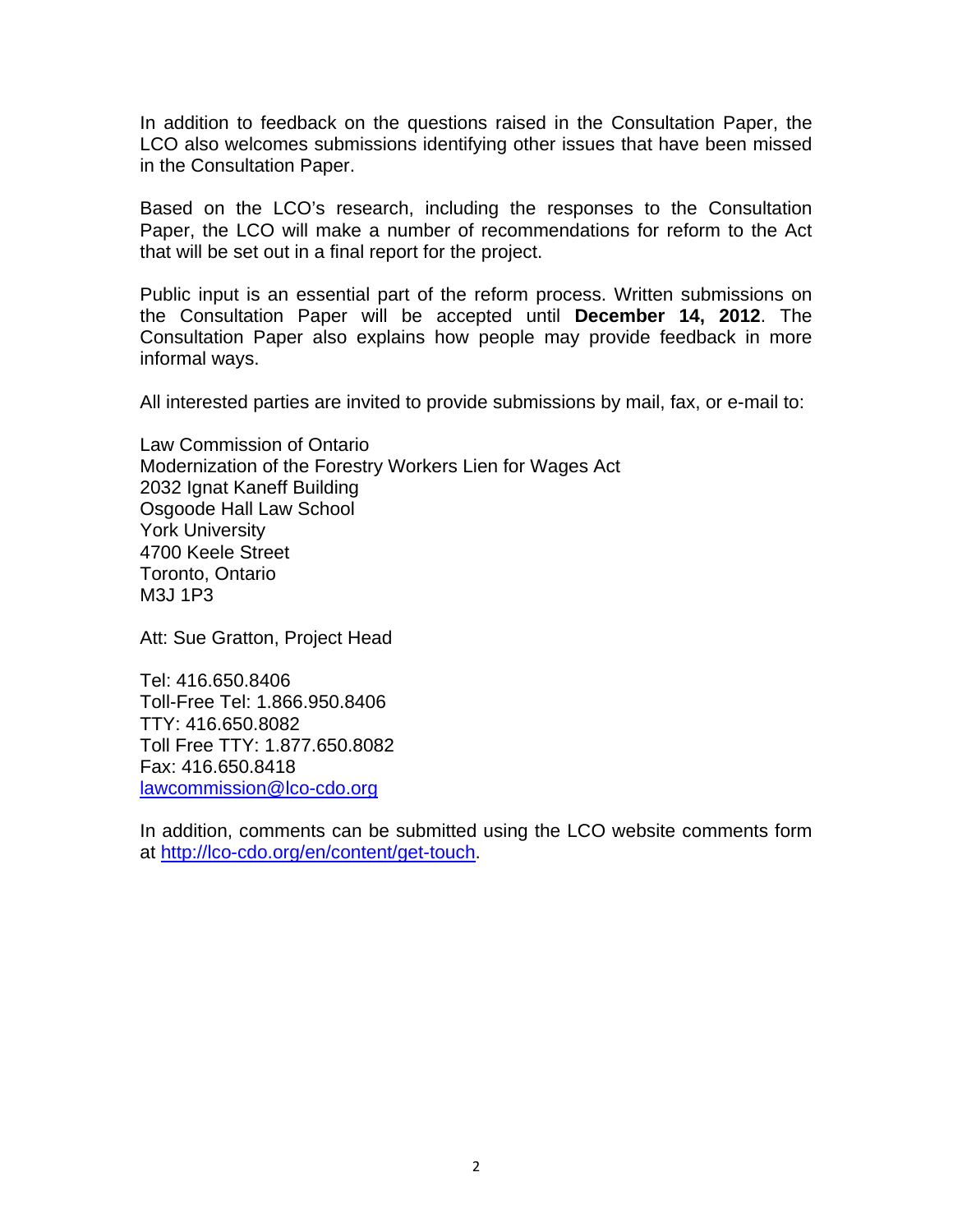In addition to feedback on the questions raised in the Consultation Paper, the LCO also welcomes submissions identifying other issues that have been missed in the Consultation Paper.

Based on the LCO's research, including the responses to the Consultation Paper, the LCO will make a number of recommendations for reform to the Act that will be set out in a final report for the project.

Public input is an essential part of the reform process. Written submissions on the Consultation Paper will be accepted until **December 14, 2012**. The Consultation Paper also explains how people may provide feedback in more informal ways.

All interested parties are invited to provide submissions by mail, fax, or e-mail to:

Law Commission of Ontario
Modernization of the Forestry Workers Lien for Wages Act
2032 Ignat Kaneff Building
Osgoode Hall Law School
York University
4700 Keele Street
Toronto, Ontario
M3J 1P3

Att: Sue Gratton, Project Head

Tel: 416.650.8406
Toll-Free Tel: 1.866.950.8406
TTY: 416.650.8082
Toll Free TTY: 1.877.650.8082
Fax: 416.650.8418
lawcommission@lco-cdo.org

In addition, comments can be submitted using the LCO website comments form at http://lco-cdo.org/en/content/get-touch.